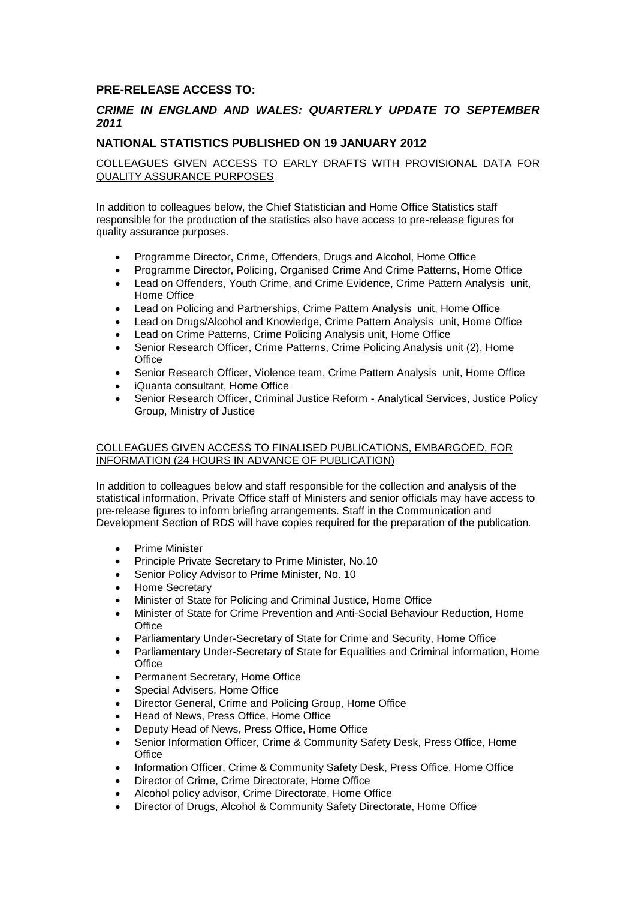## PRE-RELEASE ACCESS TO:

### *CRIME IN ENGLAND AND WALES: QUARTERLY UPDATE TO SEPTEMBER 2011*

## NATIONAL STATISTICS PUBLISHED ON 19 JANUARY 2012

COLLEAGUES GIVEN ACCESS TO EARLY DRAFTS WITH PROVISIONAL DATA FOR QUALITY ASSURANCE PURPOSES

In addition to colleagues below, the Chief Statistician and Home Office Statistics staff responsible for the production of the statistics also have access to pre-release figures for quality assurance purposes.

- Programme Director, Crime, Offenders, Drugs and Alcohol, Home Office
- Programme Director, Policing, Organised Crime And Crime Patterns, Home Office
- Lead on Offenders, Youth Crime, and Crime Evidence, Crime Pattern Analysis unit, Home Office
- Lead on Policing and Partnerships, Crime Pattern Analysis unit, Home Office
- Lead on Drugs/Alcohol and Knowledge, Crime Pattern Analysis unit, Home Office
- Lead on Crime Patterns, Crime Policing Analysis unit, Home Office
- Senior Research Officer, Crime Patterns, Crime Policing Analysis unit (2), Home Office
- Senior Research Officer, Violence team, Crime Pattern Analysis unit, Home Office
- iQuanta consultant, Home Office
- Senior Research Officer, Criminal Justice Reform - Analytical Services, Justice Policy Group, Ministry of Justice

COLLEAGUES GIVEN ACCESS TO FINALISED PUBLICATIONS, EMBARGOED, FOR INFORMATION (24 HOURS IN ADVANCE OF PUBLICATION)

In addition to colleagues below and staff responsible for the collection and analysis of the statistical information, Private Office staff of Ministers and senior officials may have access to pre-release figures to inform briefing arrangements. Staff in the Communication and Development Section of RDS will have copies required for the preparation of the publication.

- Prime Minister
- Principle Private Secretary to Prime Minister, No.10
- Senior Policy Advisor to Prime Minister, No. 10
- Home Secretary
- Minister of State for Policing and Criminal Justice, Home Office
- Minister of State for Crime Prevention and Anti-Social Behaviour Reduction, Home Office
- Parliamentary Under-Secretary of State for Crime and Security, Home Office
- Parliamentary Under-Secretary of State for Equalities and Criminal information, Home Office
- Permanent Secretary, Home Office
- Special Advisers, Home Office
- Director General, Crime and Policing Group, Home Office
- Head of News, Press Office, Home Office
- Deputy Head of News, Press Office, Home Office
- Senior Information Officer, Crime & Community Safety Desk, Press Office, Home Office
- Information Officer, Crime & Community Safety Desk, Press Office, Home Office
- Director of Crime, Crime Directorate, Home Office
- Alcohol policy advisor, Crime Directorate, Home Office
- Director of Drugs, Alcohol & Community Safety Directorate, Home Office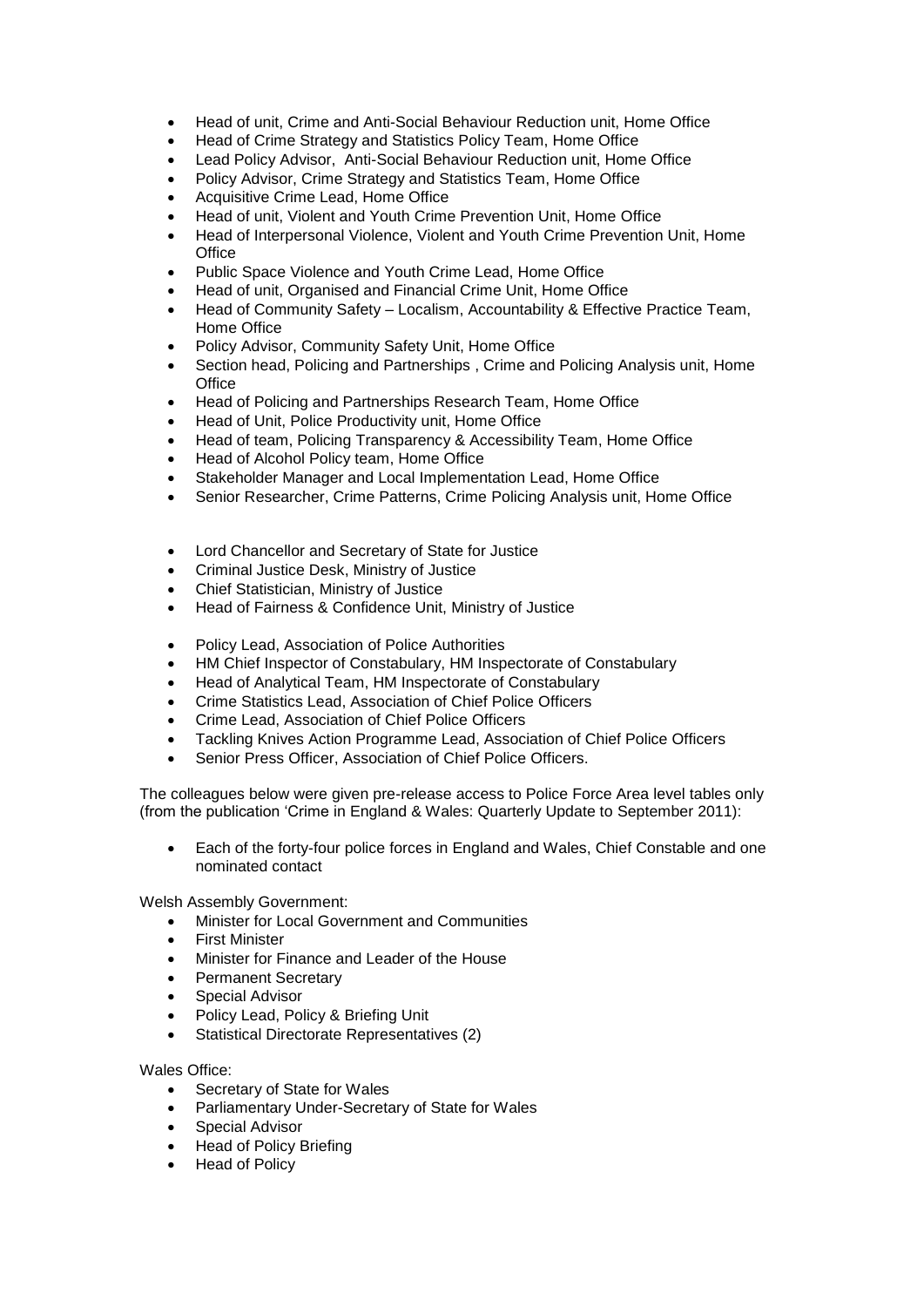- Head of unit, Crime and Anti-Social Behaviour Reduction unit, Home Office
- Head of Crime Strategy and Statistics Policy Team, Home Office
- Lead Policy Advisor, Anti-Social Behaviour Reduction unit, Home Office
- Policy Advisor, Crime Strategy and Statistics Team, Home Office
- Acquisitive Crime Lead, Home Office
- Head of unit, Violent and Youth Crime Prevention Unit, Home Office
- Head of Interpersonal Violence, Violent and Youth Crime Prevention Unit, Home Office
- Public Space Violence and Youth Crime Lead, Home Office
- Head of unit, Organised and Financial Crime Unit, Home Office
- Head of Community Safety – Localism, Accountability & Effective Practice Team, Home Office
- Policy Advisor, Community Safety Unit, Home Office
- Section head, Policing and Partnerships , Crime and Policing Analysis unit, Home Office
- Head of Policing and Partnerships Research Team, Home Office
- Head of Unit, Police Productivity unit, Home Office
- Head of team, Policing Transparency & Accessibility Team, Home Office
- Head of Alcohol Policy team, Home Office
- Stakeholder Manager and Local Implementation Lead, Home Office
- Senior Researcher, Crime Patterns, Crime Policing Analysis unit, Home Office

- Lord Chancellor and Secretary of State for Justice
- Criminal Justice Desk, Ministry of Justice
- Chief Statistician, Ministry of Justice
- Head of Fairness & Confidence Unit, Ministry of Justice

- Policy Lead, Association of Police Authorities
- HM Chief Inspector of Constabulary, HM Inspectorate of Constabulary
- Head of Analytical Team, HM Inspectorate of Constabulary
- Crime Statistics Lead, Association of Chief Police Officers
- Crime Lead, Association of Chief Police Officers
- Tackling Knives Action Programme Lead, Association of Chief Police Officers
- Senior Press Officer, Association of Chief Police Officers.

The colleagues below were given pre-release access to Police Force Area level tables only (from the publication 'Crime in England & Wales: Quarterly Update to September 2011):

- Each of the forty-four police forces in England and Wales, Chief Constable and one nominated contact

Welsh Assembly Government:

- Minister for Local Government and Communities
- First Minister
- Minister for Finance and Leader of the House
- Permanent Secretary
- Special Advisor
- Policy Lead, Policy & Briefing Unit
- Statistical Directorate Representatives (2)

Wales Office:

- Secretary of State for Wales
- Parliamentary Under-Secretary of State for Wales
- Special Advisor
- Head of Policy Briefing
- Head of Policy